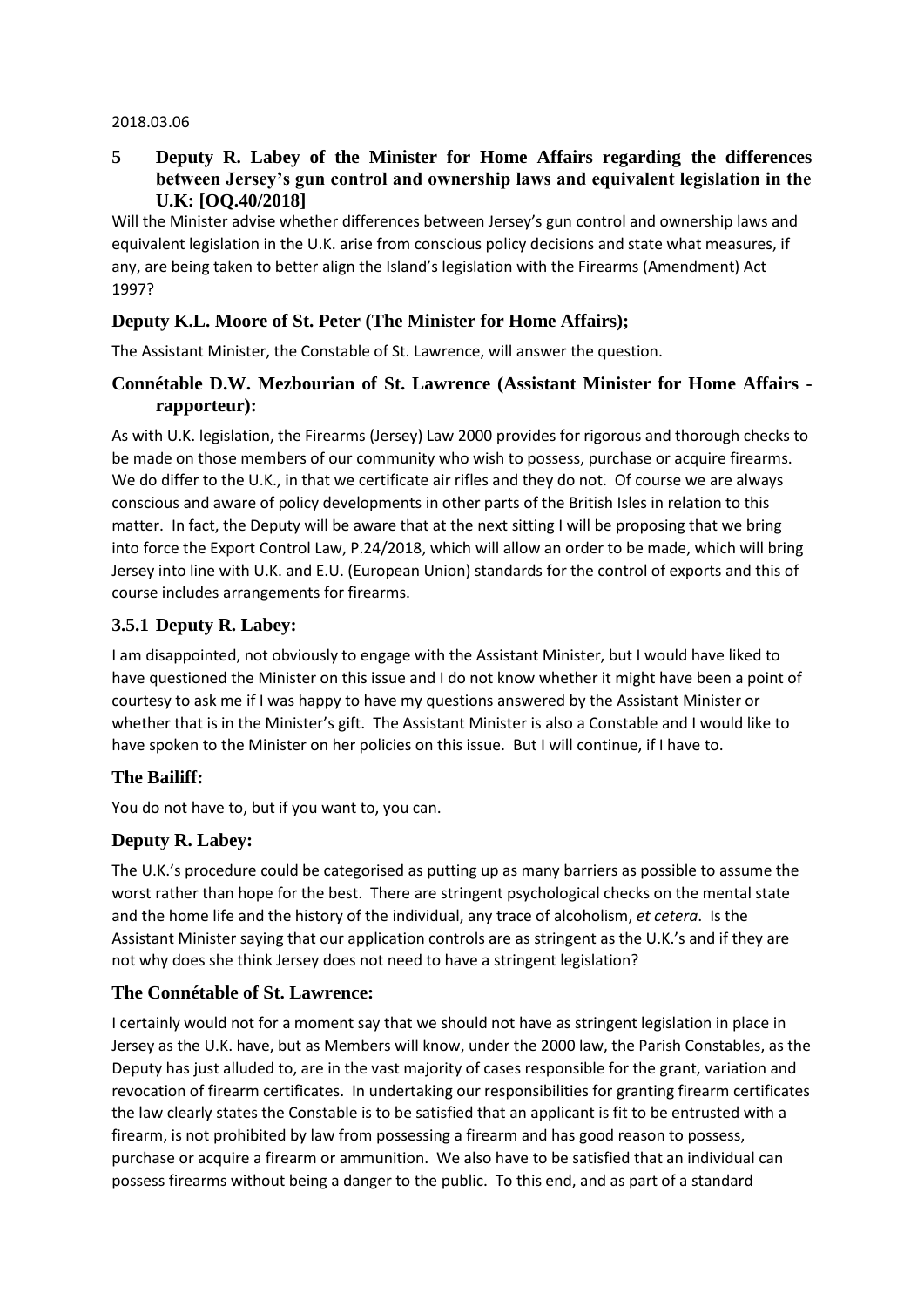2018.03.06

## 5 Deputy R. Labey of the Minister for Home Affairs regarding the differences between Jersey's gun control and ownership laws and equivalent legislation in the U.K: [OQ.40/2018]

Will the Minister advise whether differences between Jersey's gun control and ownership laws and equivalent legislation in the U.K. arise from conscious policy decisions and state what measures, if any, are being taken to better align the Island's legislation with the Firearms (Amendment) Act 1997?

### Deputy K.L. Moore of St. Peter (The Minister for Home Affairs);

The Assistant Minister, the Constable of St. Lawrence, will answer the question.

### Connétable D.W. Mezbourian of St. Lawrence (Assistant Minister for Home Affairs - rapporteur):

As with U.K. legislation, the Firearms (Jersey) Law 2000 provides for rigorous and thorough checks to be made on those members of our community who wish to possess, purchase or acquire firearms. We do differ to the U.K., in that we certificate air rifles and they do not. Of course we are always conscious and aware of policy developments in other parts of the British Isles in relation to this matter. In fact, the Deputy will be aware that at the next sitting I will be proposing that we bring into force the Export Control Law, P.24/2018, which will allow an order to be made, which will bring Jersey into line with U.K. and E.U. (European Union) standards for the control of exports and this of course includes arrangements for firearms.

### 3.5.1 Deputy R. Labey:

I am disappointed, not obviously to engage with the Assistant Minister, but I would have liked to have questioned the Minister on this issue and I do not know whether it might have been a point of courtesy to ask me if I was happy to have my questions answered by the Assistant Minister or whether that is in the Minister's gift. The Assistant Minister is also a Constable and I would like to have spoken to the Minister on her policies on this issue. But I will continue, if I have to.

### The Bailiff:

You do not have to, but if you want to, you can.

### Deputy R. Labey:

The U.K.'s procedure could be categorised as putting up as many barriers as possible to assume the worst rather than hope for the best. There are stringent psychological checks on the mental state and the home life and the history of the individual, any trace of alcoholism, *et cetera*. Is the Assistant Minister saying that our application controls are as stringent as the U.K.'s and if they are not why does she think Jersey does not need to have a stringent legislation?

### The Connétable of St. Lawrence:

I certainly would not for a moment say that we should not have as stringent legislation in place in Jersey as the U.K. have, but as Members will know, under the 2000 law, the Parish Constables, as the Deputy has just alluded to, are in the vast majority of cases responsible for the grant, variation and revocation of firearm certificates. In undertaking our responsibilities for granting firearm certificates the law clearly states the Constable is to be satisfied that an applicant is fit to be entrusted with a firearm, is not prohibited by law from possessing a firearm and has good reason to possess, purchase or acquire a firearm or ammunition. We also have to be satisfied that an individual can possess firearms without being a danger to the public. To this end, and as part of a standard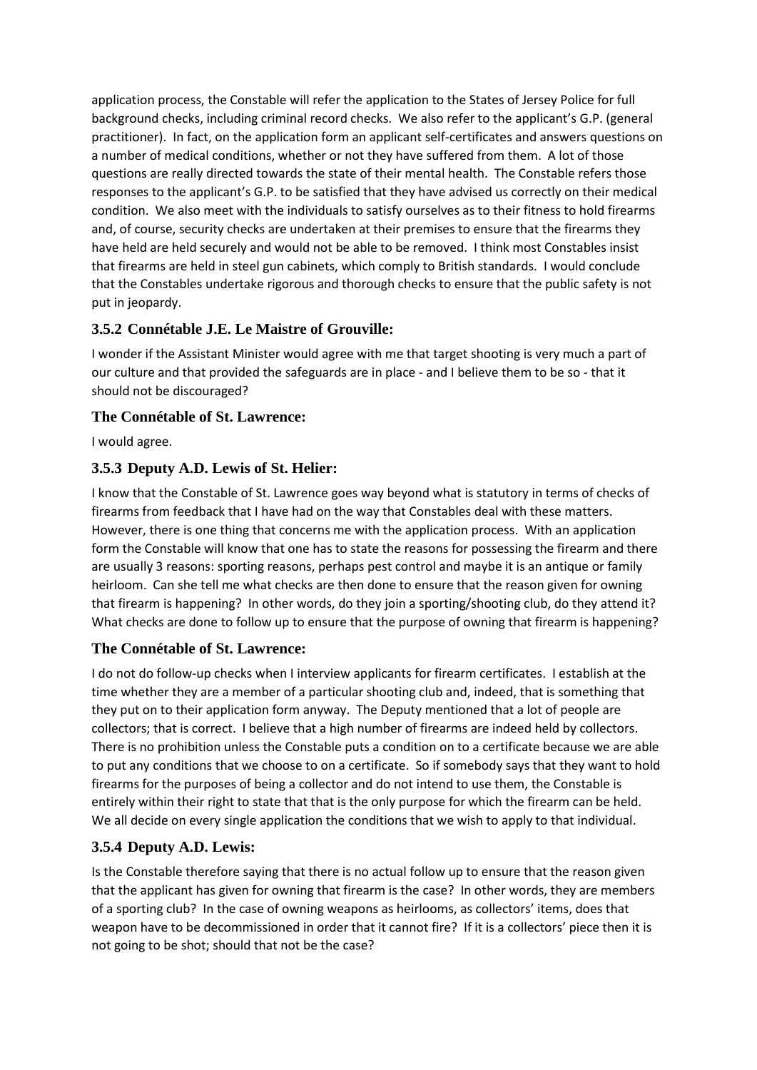application process, the Constable will refer the application to the States of Jersey Police for full background checks, including criminal record checks. We also refer to the applicant's G.P. (general practitioner). In fact, on the application form an applicant self-certificates and answers questions on a number of medical conditions, whether or not they have suffered from them. A lot of those questions are really directed towards the state of their mental health. The Constable refers those responses to the applicant's G.P. to be satisfied that they have advised us correctly on their medical condition. We also meet with the individuals to satisfy ourselves as to their fitness to hold firearms and, of course, security checks are undertaken at their premises to ensure that the firearms they have held are held securely and would not be able to be removed. I think most Constables insist that firearms are held in steel gun cabinets, which comply to British standards. I would conclude that the Constables undertake rigorous and thorough checks to ensure that the public safety is not put in jeopardy.

### 3.5.2 Connétable J.E. Le Maistre of Grouville:

I wonder if the Assistant Minister would agree with me that target shooting is very much a part of our culture and that provided the safeguards are in place - and I believe them to be so - that it should not be discouraged?

### The Connétable of St. Lawrence:

I would agree.

### 3.5.3 Deputy A.D. Lewis of St. Helier:

I know that the Constable of St. Lawrence goes way beyond what is statutory in terms of checks of firearms from feedback that I have had on the way that Constables deal with these matters. However, there is one thing that concerns me with the application process. With an application form the Constable will know that one has to state the reasons for possessing the firearm and there are usually 3 reasons: sporting reasons, perhaps pest control and maybe it is an antique or family heirloom. Can she tell me what checks are then done to ensure that the reason given for owning that firearm is happening? In other words, do they join a sporting/shooting club, do they attend it? What checks are done to follow up to ensure that the purpose of owning that firearm is happening?

### The Connétable of St. Lawrence:

I do not do follow-up checks when I interview applicants for firearm certificates. I establish at the time whether they are a member of a particular shooting club and, indeed, that is something that they put on to their application form anyway. The Deputy mentioned that a lot of people are collectors; that is correct. I believe that a high number of firearms are indeed held by collectors. There is no prohibition unless the Constable puts a condition on to a certificate because we are able to put any conditions that we choose to on a certificate. So if somebody says that they want to hold firearms for the purposes of being a collector and do not intend to use them, the Constable is entirely within their right to state that that is the only purpose for which the firearm can be held. We all decide on every single application the conditions that we wish to apply to that individual.

### 3.5.4 Deputy A.D. Lewis:

Is the Constable therefore saying that there is no actual follow up to ensure that the reason given that the applicant has given for owning that firearm is the case? In other words, they are members of a sporting club? In the case of owning weapons as heirlooms, as collectors' items, does that weapon have to be decommissioned in order that it cannot fire? If it is a collectors' piece then it is not going to be shot; should that not be the case?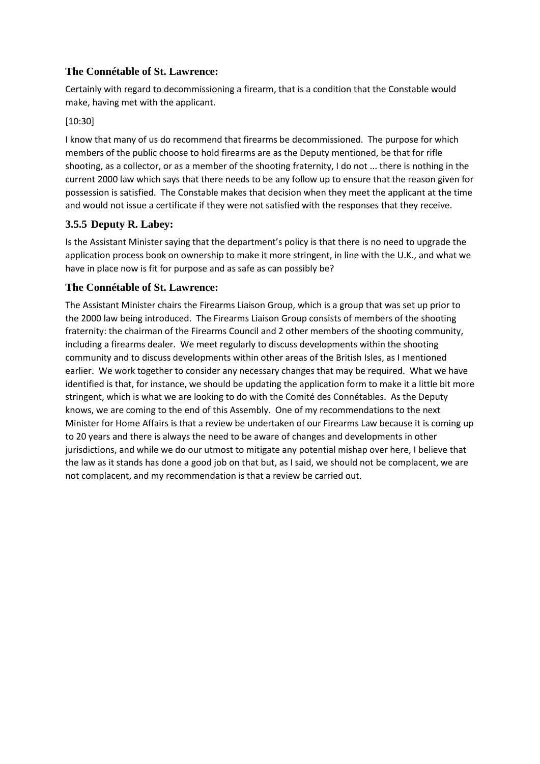### The Connétable of St. Lawrence:

Certainly with regard to decommissioning a firearm, that is a condition that the Constable would make, having met with the applicant.

[10:30]

I know that many of us do recommend that firearms be decommissioned. The purpose for which members of the public choose to hold firearms are as the Deputy mentioned, be that for rifle shooting, as a collector, or as a member of the shooting fraternity, I do not ... there is nothing in the current 2000 law which says that there needs to be any follow up to ensure that the reason given for possession is satisfied. The Constable makes that decision when they meet the applicant at the time and would not issue a certificate if they were not satisfied with the responses that they receive.

### 3.5.5 Deputy R. Labey:

Is the Assistant Minister saying that the department's policy is that there is no need to upgrade the application process book on ownership to make it more stringent, in line with the U.K., and what we have in place now is fit for purpose and as safe as can possibly be?

### The Connétable of St. Lawrence:

The Assistant Minister chairs the Firearms Liaison Group, which is a group that was set up prior to the 2000 law being introduced. The Firearms Liaison Group consists of members of the shooting fraternity: the chairman of the Firearms Council and 2 other members of the shooting community, including a firearms dealer. We meet regularly to discuss developments within the shooting community and to discuss developments within other areas of the British Isles, as I mentioned earlier. We work together to consider any necessary changes that may be required. What we have identified is that, for instance, we should be updating the application form to make it a little bit more stringent, which is what we are looking to do with the Comité des Connétables. As the Deputy knows, we are coming to the end of this Assembly. One of my recommendations to the next Minister for Home Affairs is that a review be undertaken of our Firearms Law because it is coming up to 20 years and there is always the need to be aware of changes and developments in other jurisdictions, and while we do our utmost to mitigate any potential mishap over here, I believe that the law as it stands has done a good job on that but, as I said, we should not be complacent, we are not complacent, and my recommendation is that a review be carried out.